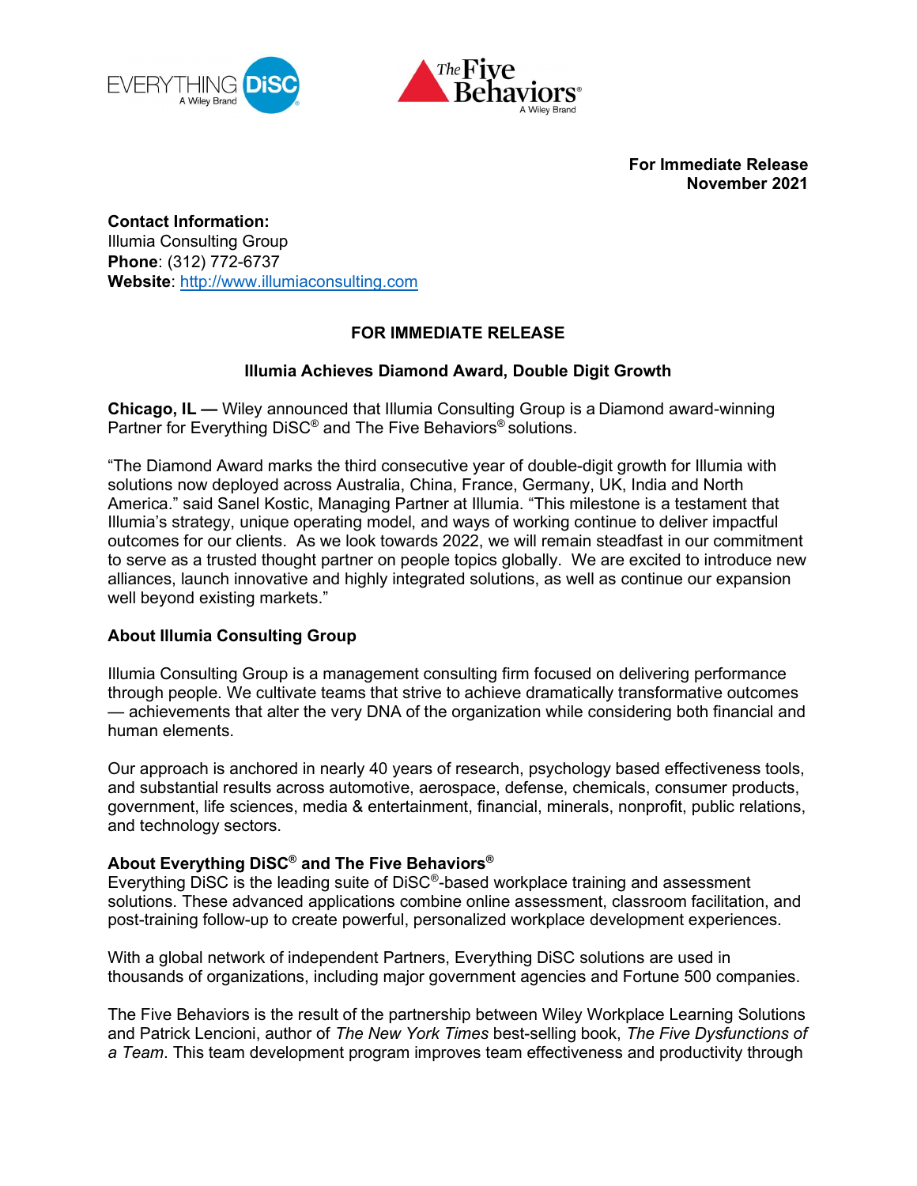**For Immediate Release**
**November 2021**

**Contact Information:**
Illumia Consulting Group
**Phone**: (312) 772-6737
**Website**: http://www.illumiaconsulting.com

**FOR IMMEDIATE RELEASE**

## Illumia Achieves Diamond Award, Double Digit Growth

**Chicago, IL —** Wiley announced that Illumia Consulting Group is a Diamond award-winning Partner for Everything DiSC® and The Five Behaviors® solutions.

"The Diamond Award marks the third consecutive year of double-digit growth for Illumia with solutions now deployed across Australia, China, France, Germany, UK, India and North America." said Sanel Kostic, Managing Partner at Illumia. "This milestone is a testament that Illumia's strategy, unique operating model, and ways of working continue to deliver impactful outcomes for our clients. As we look towards 2022, we will remain steadfast in our commitment to serve as a trusted thought partner on people topics globally. We are excited to introduce new alliances, launch innovative and highly integrated solutions, as well as continue our expansion well beyond existing markets."

### About Illumia Consulting Group

Illumia Consulting Group is a management consulting firm focused on delivering performance through people. We cultivate teams that strive to achieve dramatically transformative outcomes — achievements that alter the very DNA of the organization while considering both financial and human elements.

Our approach is anchored in nearly 40 years of research, psychology based effectiveness tools, and substantial results across automotive, aerospace, defense, chemicals, consumer products, government, life sciences, media & entertainment, financial, minerals, nonprofit, public relations, and technology sectors.

### About Everything DiSC® and The Five Behaviors®

Everything DiSC is the leading suite of DiSC®-based workplace training and assessment solutions. These advanced applications combine online assessment, classroom facilitation, and post-training follow-up to create powerful, personalized workplace development experiences.

With a global network of independent Partners, Everything DiSC solutions are used in thousands of organizations, including major government agencies and Fortune 500 companies.

The Five Behaviors is the result of the partnership between Wiley Workplace Learning Solutions and Patrick Lencioni, author of *The New York Times* best-selling book, *The Five Dysfunctions of a Team*. This team development program improves team effectiveness and productivity through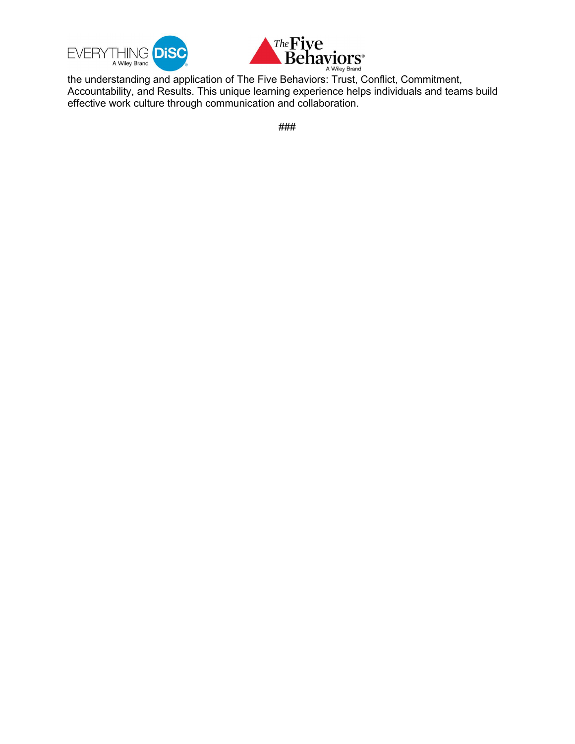the understanding and application of The Five Behaviors: Trust, Conflict, Commitment, Accountability, and Results. This unique learning experience helps individuals and teams build effective work culture through communication and collaboration.

###